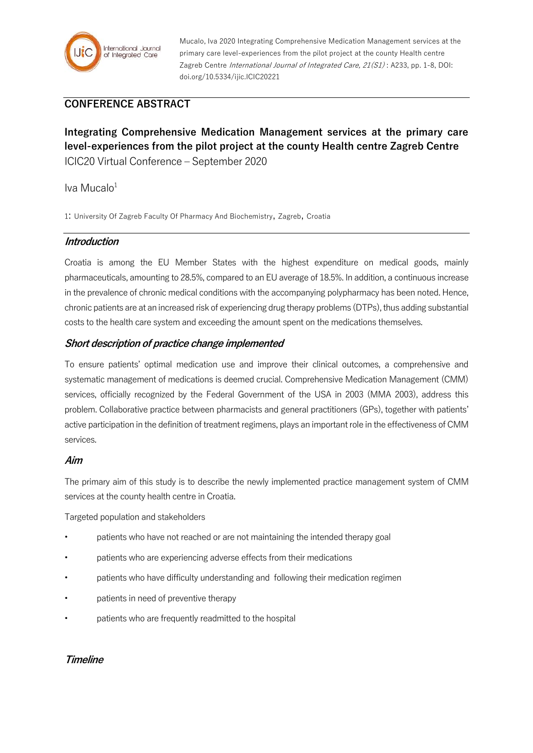Mucalo, Iva 2020 Integrating Comprehensive Medication Management services at the primary care level-experiences from the pilot project at the county Health centre Zagreb Centre *International Journal of Integrated Care, 21(S1)* : A233, pp. 1-8, DOI: doi.org/10.5334/ijic.ICIC20221

## CONFERENCE ABSTRACT

# Integrating Comprehensive Medication Management services at the primary care level-experiences from the pilot project at the county Health centre Zagreb Centre

ICIC20 Virtual Conference – September 2020

Iva Mucalo[1]

1: University Of Zagreb Faculty Of Pharmacy And Biochemistry, Zagreb, Croatia

## *Introduction*

Croatia is among the EU Member States with the highest expenditure on medical goods, mainly pharmaceuticals, amounting to 28.5%, compared to an EU average of 18.5%. In addition, a continuous increase in the prevalence of chronic medical conditions with the accompanying polypharmacy has been noted. Hence, chronic patients are at an increased risk of experiencing drug therapy problems (DTPs), thus adding substantial costs to the health care system and exceeding the amount spent on the medications themselves.

## *Short description of practice change implemented*

To ensure patients' optimal medication use and improve their clinical outcomes, a comprehensive and systematic management of medications is deemed crucial. Comprehensive Medication Management (CMM) services, officially recognized by the Federal Government of the USA in 2003 (MMA 2003), address this problem. Collaborative practice between pharmacists and general practitioners (GPs), together with patients' active participation in the definition of treatment regimens, plays an important role in the effectiveness of CMM services.

## *Aim*

The primary aim of this study is to describe the newly implemented practice management system of CMM services at the county health centre in Croatia.

Targeted population and stakeholders

- patients who have not reached or are not maintaining the intended therapy goal
- patients who are experiencing adverse effects from their medications
- patients who have difficulty understanding and following their medication regimen
- patients in need of preventive therapy
- patients who are frequently readmitted to the hospital

## *Timeline*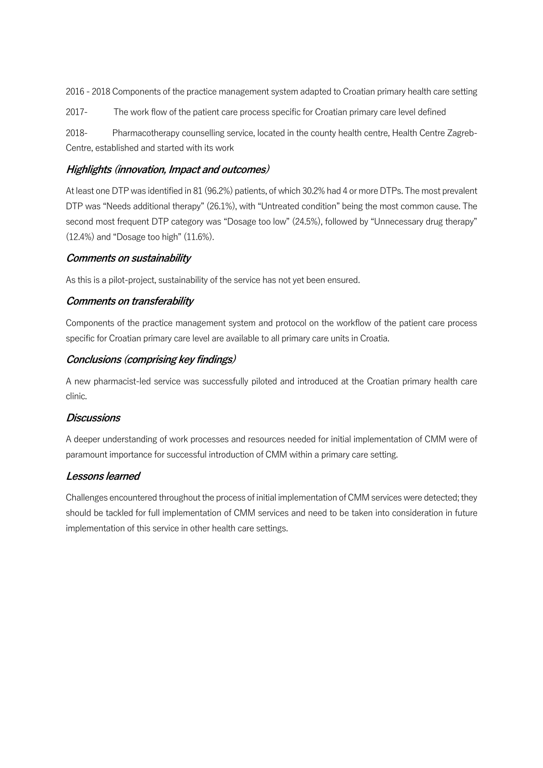2016 - 2018 Components of the practice management system adapted to Croatian primary health care setting

2017- The work flow of the patient care process specific for Croatian primary care level defined

2018- Pharmacotherapy counselling service, located in the county health centre, Health Centre Zagreb-Centre, established and started with its work

### *Highlights (innovation, Impact and outcomes)*

At least one DTP was identified in 81 (96.2%) patients, of which 30.2% had 4 or more DTPs. The most prevalent DTP was “Needs additional therapy” (26.1%), with “Untreated condition” being the most common cause. The second most frequent DTP category was “Dosage too low” (24.5%), followed by “Unnecessary drug therapy” (12.4%) and “Dosage too high” (11.6%).

### *Comments on sustainability*

As this is a pilot-project, sustainability of the service has not yet been ensured.

### *Comments on transferability*

Components of the practice management system and protocol on the workflow of the patient care process specific for Croatian primary care level are available to all primary care units in Croatia.

### *Conclusions (comprising key findings)*

A new pharmacist-led service was successfully piloted and introduced at the Croatian primary health care clinic.

### *Discussions*

A deeper understanding of work processes and resources needed for initial implementation of CMM were of paramount importance for successful introduction of CMM within a primary care setting.

### *Lessons learned*

Challenges encountered throughout the process of initial implementation of CMM services were detected; they should be tackled for full implementation of CMM services and need to be taken into consideration in future implementation of this service in other health care settings.